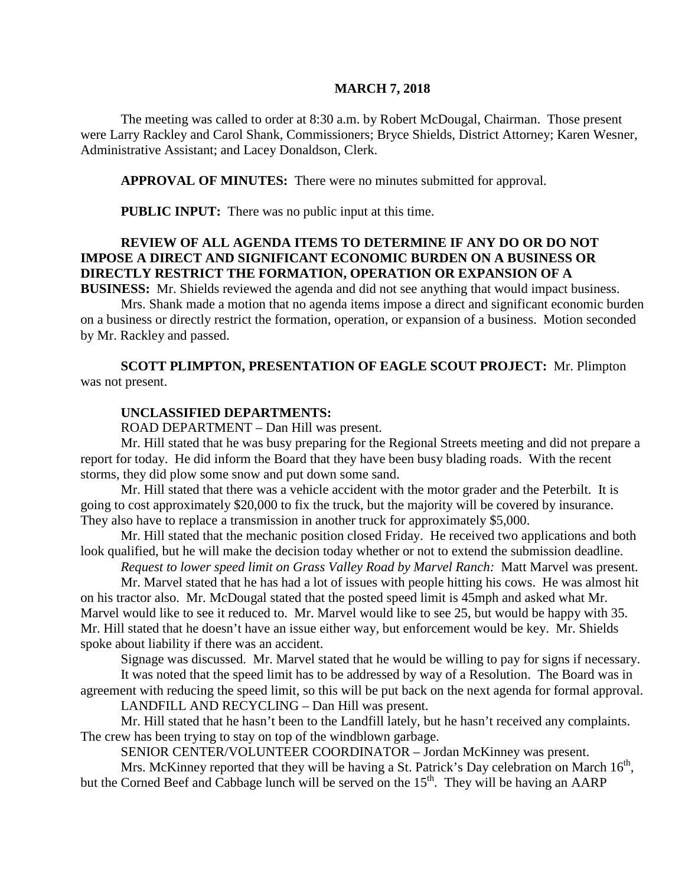**MARCH 7, 2018**

The meeting was called to order at 8:30 a.m. by Robert McDougal, Chairman. Those present were Larry Rackley and Carol Shank, Commissioners; Bryce Shields, District Attorney; Karen Wesner, Administrative Assistant; and Lacey Donaldson, Clerk.

**APPROVAL OF MINUTES:** There were no minutes submitted for approval.

**PUBLIC INPUT:** There was no public input at this time.

**REVIEW OF ALL AGENDA ITEMS TO DETERMINE IF ANY DO OR DO NOT IMPOSE A DIRECT AND SIGNIFICANT ECONOMIC BURDEN ON A BUSINESS OR DIRECTLY RESTRICT THE FORMATION, OPERATION OR EXPANSION OF A BUSINESS:** Mr. Shields reviewed the agenda and did not see anything that would impact business.

Mrs. Shank made a motion that no agenda items impose a direct and significant economic burden on a business or directly restrict the formation, operation, or expansion of a business. Motion seconded by Mr. Rackley and passed.

**SCOTT PLIMPTON, PRESENTATION OF EAGLE SCOUT PROJECT:** Mr. Plimpton was not present.

**UNCLASSIFIED DEPARTMENTS:**

ROAD DEPARTMENT – Dan Hill was present.

Mr. Hill stated that he was busy preparing for the Regional Streets meeting and did not prepare a report for today. He did inform the Board that they have been busy blading roads. With the recent storms, they did plow some snow and put down some sand.

Mr. Hill stated that there was a vehicle accident with the motor grader and the Peterbilt. It is going to cost approximately $20,000 to fix the truck, but the majority will be covered by insurance. They also have to replace a transmission in another truck for approximately $5,000.

Mr. Hill stated that the mechanic position closed Friday. He received two applications and both look qualified, but he will make the decision today whether or not to extend the submission deadline.

*Request to lower speed limit on Grass Valley Road by Marvel Ranch:* Matt Marvel was present.

Mr. Marvel stated that he has had a lot of issues with people hitting his cows. He was almost hit on his tractor also. Mr. McDougal stated that the posted speed limit is 45mph and asked what Mr. Marvel would like to see it reduced to. Mr. Marvel would like to see 25, but would be happy with 35. Mr. Hill stated that he doesn't have an issue either way, but enforcement would be key. Mr. Shields spoke about liability if there was an accident.

Signage was discussed. Mr. Marvel stated that he would be willing to pay for signs if necessary.

It was noted that the speed limit has to be addressed by way of a Resolution. The Board was in agreement with reducing the speed limit, so this will be put back on the next agenda for formal approval.

LANDFILL AND RECYCLING – Dan Hill was present.

Mr. Hill stated that he hasn't been to the Landfill lately, but he hasn't received any complaints. The crew has been trying to stay on top of the windblown garbage.

SENIOR CENTER/VOLUNTEER COORDINATOR – Jordan McKinney was present.

Mrs. McKinney reported that they will be having a St. Patrick's Day celebration on March 16th, but the Corned Beef and Cabbage lunch will be served on the 15th. They will be having an AARP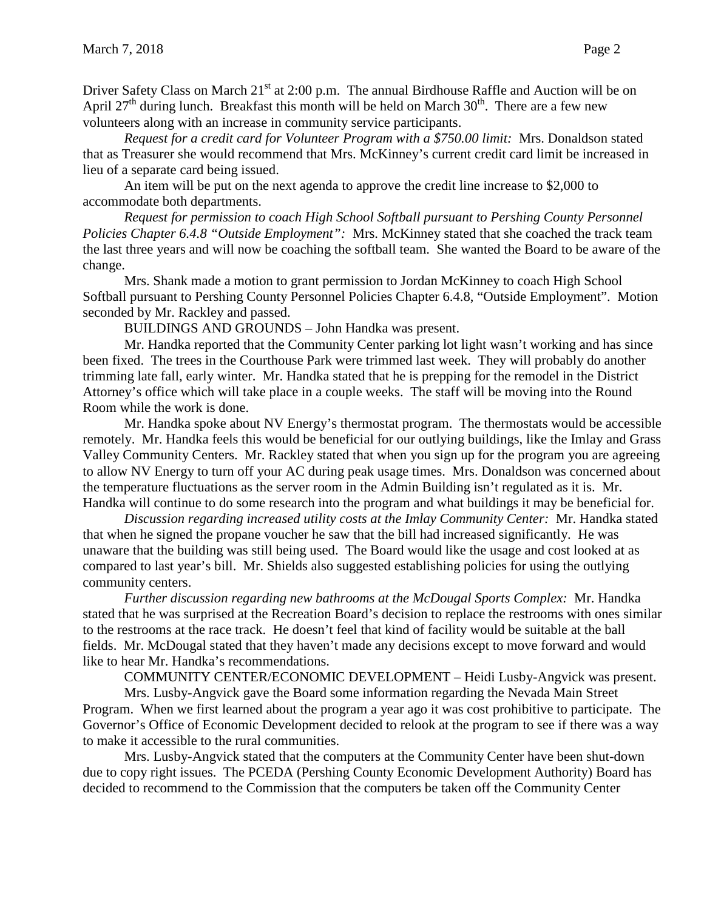Driver Safety Class on March 21st at 2:00 p.m. The annual Birdhouse Raffle and Auction will be on April 27th during lunch. Breakfast this month will be held on March 30th. There are a few new volunteers along with an increase in community service participants.

*Request for a credit card for Volunteer Program with a $750.00 limit:* Mrs. Donaldson stated that as Treasurer she would recommend that Mrs. McKinney's current credit card limit be increased in lieu of a separate card being issued.

An item will be put on the next agenda to approve the credit line increase to $2,000 to accommodate both departments.

*Request for permission to coach High School Softball pursuant to Pershing County Personnel Policies Chapter 6.4.8 "Outside Employment":* Mrs. McKinney stated that she coached the track team the last three years and will now be coaching the softball team. She wanted the Board to be aware of the change.

Mrs. Shank made a motion to grant permission to Jordan McKinney to coach High School Softball pursuant to Pershing County Personnel Policies Chapter 6.4.8, "Outside Employment". Motion seconded by Mr. Rackley and passed.

BUILDINGS AND GROUNDS – John Handka was present.

Mr. Handka reported that the Community Center parking lot light wasn't working and has since been fixed. The trees in the Courthouse Park were trimmed last week. They will probably do another trimming late fall, early winter. Mr. Handka stated that he is prepping for the remodel in the District Attorney's office which will take place in a couple weeks. The staff will be moving into the Round Room while the work is done.

Mr. Handka spoke about NV Energy's thermostat program. The thermostats would be accessible remotely. Mr. Handka feels this would be beneficial for our outlying buildings, like the Imlay and Grass Valley Community Centers. Mr. Rackley stated that when you sign up for the program you are agreeing to allow NV Energy to turn off your AC during peak usage times. Mrs. Donaldson was concerned about the temperature fluctuations as the server room in the Admin Building isn't regulated as it is. Mr. Handka will continue to do some research into the program and what buildings it may be beneficial for.

*Discussion regarding increased utility costs at the Imlay Community Center:* Mr. Handka stated that when he signed the propane voucher he saw that the bill had increased significantly. He was unaware that the building was still being used. The Board would like the usage and cost looked at as compared to last year's bill. Mr. Shields also suggested establishing policies for using the outlying community centers.

*Further discussion regarding new bathrooms at the McDougal Sports Complex:* Mr. Handka stated that he was surprised at the Recreation Board's decision to replace the restrooms with ones similar to the restrooms at the race track. He doesn't feel that kind of facility would be suitable at the ball fields. Mr. McDougal stated that they haven't made any decisions except to move forward and would like to hear Mr. Handka's recommendations.

COMMUNITY CENTER/ECONOMIC DEVELOPMENT – Heidi Lusby-Angvick was present.

Mrs. Lusby-Angvick gave the Board some information regarding the Nevada Main Street Program. When we first learned about the program a year ago it was cost prohibitive to participate. The Governor's Office of Economic Development decided to relook at the program to see if there was a way to make it accessible to the rural communities.

Mrs. Lusby-Angvick stated that the computers at the Community Center have been shut-down due to copy right issues. The PCEDA (Pershing County Economic Development Authority) Board has decided to recommend to the Commission that the computers be taken off the Community Center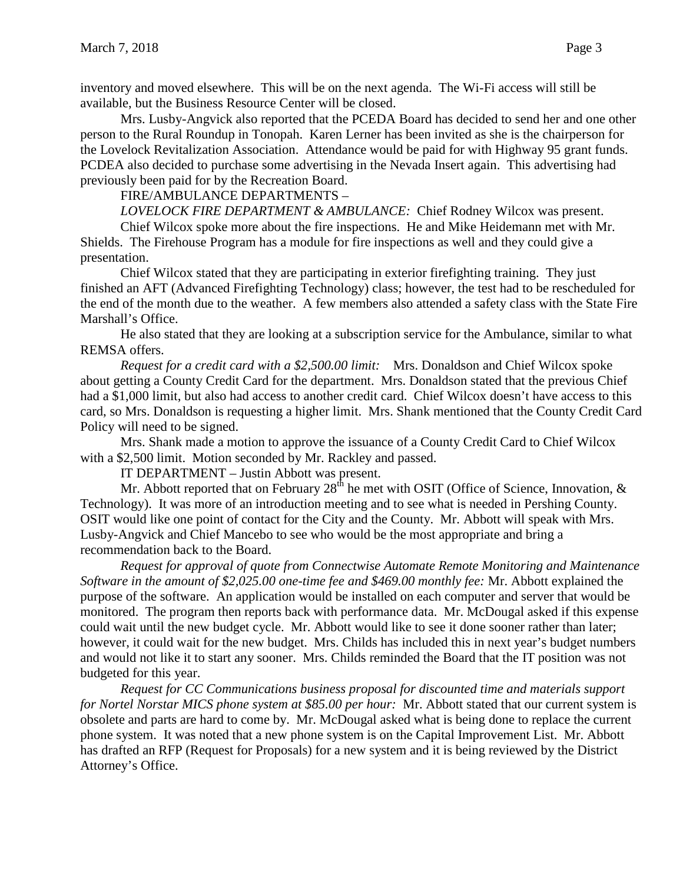inventory and moved elsewhere. This will be on the next agenda. The Wi-Fi access will still be available, but the Business Resource Center will be closed.

Mrs. Lusby-Angvick also reported that the PCEDA Board has decided to send her and one other person to the Rural Roundup in Tonopah. Karen Lerner has been invited as she is the chairperson for the Lovelock Revitalization Association. Attendance would be paid for with Highway 95 grant funds. PCDEA also decided to purchase some advertising in the Nevada Insert again. This advertising had previously been paid for by the Recreation Board.

FIRE/AMBULANCE DEPARTMENTS –

*LOVELOCK FIRE DEPARTMENT & AMBULANCE:* Chief Rodney Wilcox was present.

Chief Wilcox spoke more about the fire inspections. He and Mike Heidemann met with Mr. Shields. The Firehouse Program has a module for fire inspections as well and they could give a presentation.

Chief Wilcox stated that they are participating in exterior firefighting training. They just finished an AFT (Advanced Firefighting Technology) class; however, the test had to be rescheduled for the end of the month due to the weather. A few members also attended a safety class with the State Fire Marshall's Office.

He also stated that they are looking at a subscription service for the Ambulance, similar to what REMSA offers.

*Request for a credit card with a $2,500.00 limit:* Mrs. Donaldson and Chief Wilcox spoke about getting a County Credit Card for the department. Mrs. Donaldson stated that the previous Chief had a $1,000 limit, but also had access to another credit card. Chief Wilcox doesn't have access to this card, so Mrs. Donaldson is requesting a higher limit. Mrs. Shank mentioned that the County Credit Card Policy will need to be signed.

Mrs. Shank made a motion to approve the issuance of a County Credit Card to Chief Wilcox with a $2,500 limit. Motion seconded by Mr. Rackley and passed.

IT DEPARTMENT – Justin Abbott was present.

Mr. Abbott reported that on February 28th he met with OSIT (Office of Science, Innovation, & Technology). It was more of an introduction meeting and to see what is needed in Pershing County. OSIT would like one point of contact for the City and the County. Mr. Abbott will speak with Mrs. Lusby-Angvick and Chief Mancebo to see who would be the most appropriate and bring a recommendation back to the Board.

*Request for approval of quote from Connectwise Automate Remote Monitoring and Maintenance Software in the amount of $2,025.00 one-time fee and $469.00 monthly fee:* Mr. Abbott explained the purpose of the software. An application would be installed on each computer and server that would be monitored. The program then reports back with performance data. Mr. McDougal asked if this expense could wait until the new budget cycle. Mr. Abbott would like to see it done sooner rather than later; however, it could wait for the new budget. Mrs. Childs has included this in next year's budget numbers and would not like it to start any sooner. Mrs. Childs reminded the Board that the IT position was not budgeted for this year.

*Request for CC Communications business proposal for discounted time and materials support for Nortel Norstar MICS phone system at $85.00 per hour:* Mr. Abbott stated that our current system is obsolete and parts are hard to come by. Mr. McDougal asked what is being done to replace the current phone system. It was noted that a new phone system is on the Capital Improvement List. Mr. Abbott has drafted an RFP (Request for Proposals) for a new system and it is being reviewed by the District Attorney's Office.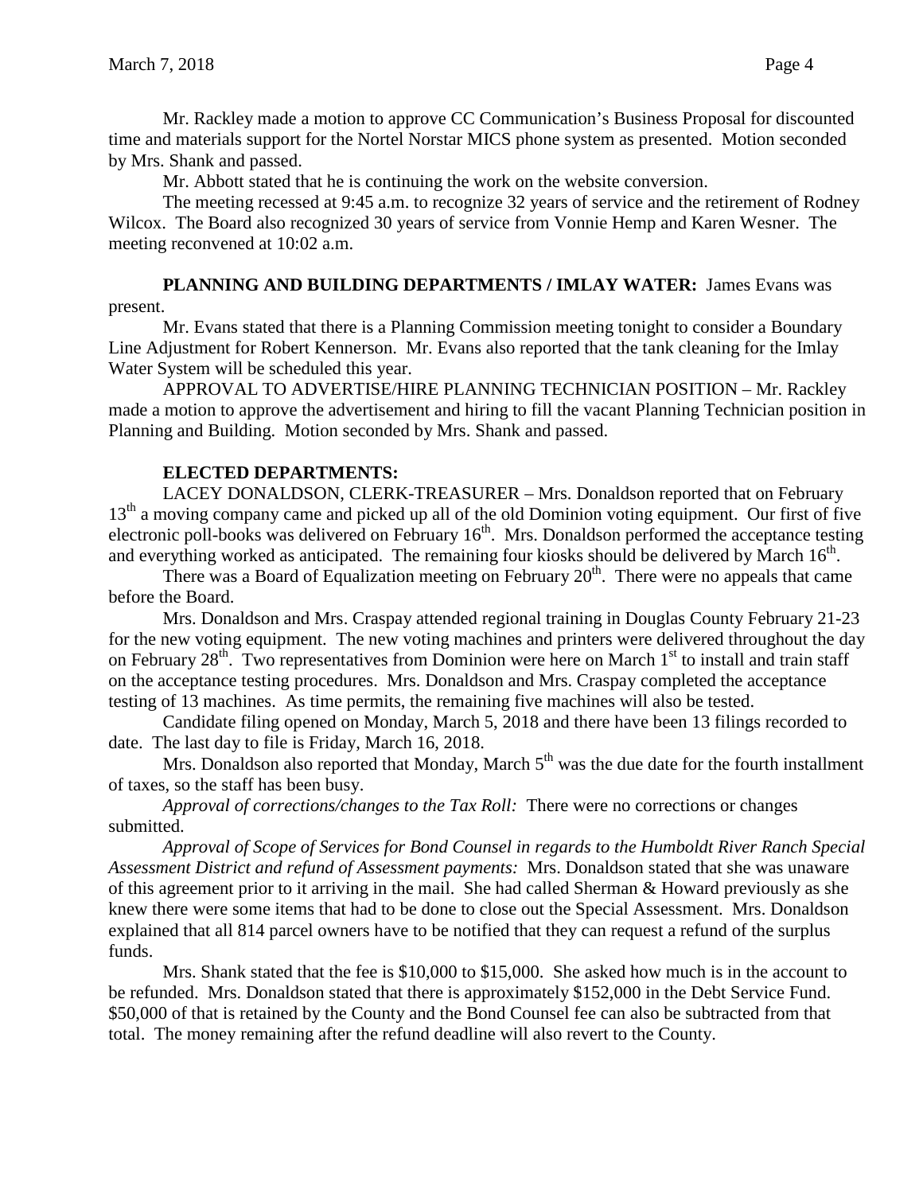Mr. Rackley made a motion to approve CC Communication's Business Proposal for discounted time and materials support for the Nortel Norstar MICS phone system as presented. Motion seconded by Mrs. Shank and passed.

Mr. Abbott stated that he is continuing the work on the website conversion.

The meeting recessed at 9:45 a.m. to recognize 32 years of service and the retirement of Rodney Wilcox. The Board also recognized 30 years of service from Vonnie Hemp and Karen Wesner. The meeting reconvened at 10:02 a.m.

**PLANNING AND BUILDING DEPARTMENTS / IMLAY WATER:** James Evans was present.

Mr. Evans stated that there is a Planning Commission meeting tonight to consider a Boundary Line Adjustment for Robert Kennerson. Mr. Evans also reported that the tank cleaning for the Imlay Water System will be scheduled this year.

APPROVAL TO ADVERTISE/HIRE PLANNING TECHNICIAN POSITION – Mr. Rackley made a motion to approve the advertisement and hiring to fill the vacant Planning Technician position in Planning and Building. Motion seconded by Mrs. Shank and passed.

**ELECTED DEPARTMENTS:**

LACEY DONALDSON, CLERK-TREASURER – Mrs. Donaldson reported that on February 13th a moving company came and picked up all of the old Dominion voting equipment. Our first of five electronic poll-books was delivered on February 16th. Mrs. Donaldson performed the acceptance testing and everything worked as anticipated. The remaining four kiosks should be delivered by March 16th.

There was a Board of Equalization meeting on February 20th. There were no appeals that came before the Board.

Mrs. Donaldson and Mrs. Craspay attended regional training in Douglas County February 21-23 for the new voting equipment. The new voting machines and printers were delivered throughout the day on February 28th. Two representatives from Dominion were here on March 1st to install and train staff on the acceptance testing procedures. Mrs. Donaldson and Mrs. Craspay completed the acceptance testing of 13 machines. As time permits, the remaining five machines will also be tested.

Candidate filing opened on Monday, March 5, 2018 and there have been 13 filings recorded to date. The last day to file is Friday, March 16, 2018.

Mrs. Donaldson also reported that Monday, March 5th was the due date for the fourth installment of taxes, so the staff has been busy.

*Approval of corrections/changes to the Tax Roll:* There were no corrections or changes submitted.

*Approval of Scope of Services for Bond Counsel in regards to the Humboldt River Ranch Special Assessment District and refund of Assessment payments:* Mrs. Donaldson stated that she was unaware of this agreement prior to it arriving in the mail. She had called Sherman & Howard previously as she knew there were some items that had to be done to close out the Special Assessment. Mrs. Donaldson explained that all 814 parcel owners have to be notified that they can request a refund of the surplus funds.

Mrs. Shank stated that the fee is $10,000 to $15,000. She asked how much is in the account to be refunded. Mrs. Donaldson stated that there is approximately $152,000 in the Debt Service Fund. $50,000 of that is retained by the County and the Bond Counsel fee can also be subtracted from that total. The money remaining after the refund deadline will also revert to the County.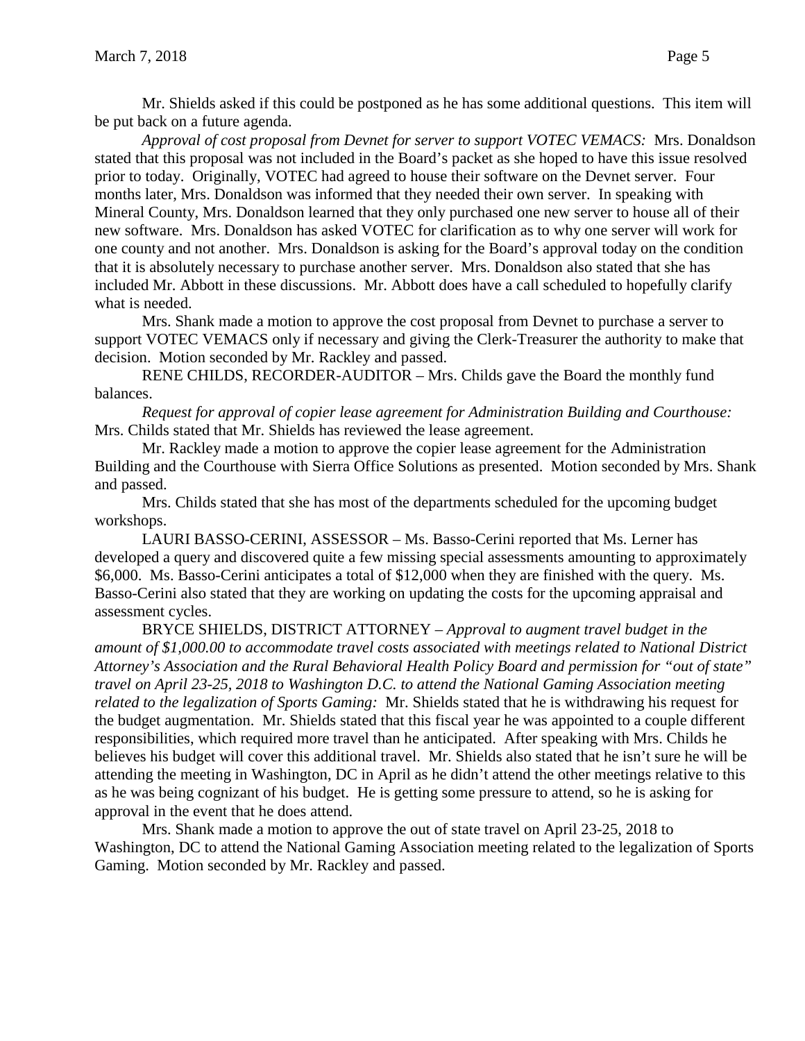Mr. Shields asked if this could be postponed as he has some additional questions. This item will be put back on a future agenda.

*Approval of cost proposal from Devnet for server to support VOTEC VEMACS:* Mrs. Donaldson stated that this proposal was not included in the Board's packet as she hoped to have this issue resolved prior to today. Originally, VOTEC had agreed to house their software on the Devnet server. Four months later, Mrs. Donaldson was informed that they needed their own server. In speaking with Mineral County, Mrs. Donaldson learned that they only purchased one new server to house all of their new software. Mrs. Donaldson has asked VOTEC for clarification as to why one server will work for one county and not another. Mrs. Donaldson is asking for the Board's approval today on the condition that it is absolutely necessary to purchase another server. Mrs. Donaldson also stated that she has included Mr. Abbott in these discussions. Mr. Abbott does have a call scheduled to hopefully clarify what is needed.

Mrs. Shank made a motion to approve the cost proposal from Devnet to purchase a server to support VOTEC VEMACS only if necessary and giving the Clerk-Treasurer the authority to make that decision. Motion seconded by Mr. Rackley and passed.

RENE CHILDS, RECORDER-AUDITOR – Mrs. Childs gave the Board the monthly fund balances.

*Request for approval of copier lease agreement for Administration Building and Courthouse:* Mrs. Childs stated that Mr. Shields has reviewed the lease agreement.

Mr. Rackley made a motion to approve the copier lease agreement for the Administration Building and the Courthouse with Sierra Office Solutions as presented. Motion seconded by Mrs. Shank and passed.

Mrs. Childs stated that she has most of the departments scheduled for the upcoming budget workshops.

LAURI BASSO-CERINI, ASSESSOR – Ms. Basso-Cerini reported that Ms. Lerner has developed a query and discovered quite a few missing special assessments amounting to approximately $6,000. Ms. Basso-Cerini anticipates a total of $12,000 when they are finished with the query. Ms. Basso-Cerini also stated that they are working on updating the costs for the upcoming appraisal and assessment cycles.

BRYCE SHIELDS, DISTRICT ATTORNEY – *Approval to augment travel budget in the amount of $1,000.00 to accommodate travel costs associated with meetings related to National District Attorney's Association and the Rural Behavioral Health Policy Board and permission for "out of state" travel on April 23-25, 2018 to Washington D.C. to attend the National Gaming Association meeting related to the legalization of Sports Gaming:* Mr. Shields stated that he is withdrawing his request for the budget augmentation. Mr. Shields stated that this fiscal year he was appointed to a couple different responsibilities, which required more travel than he anticipated. After speaking with Mrs. Childs he believes his budget will cover this additional travel. Mr. Shields also stated that he isn't sure he will be attending the meeting in Washington, DC in April as he didn't attend the other meetings relative to this as he was being cognizant of his budget. He is getting some pressure to attend, so he is asking for approval in the event that he does attend.

Mrs. Shank made a motion to approve the out of state travel on April 23-25, 2018 to Washington, DC to attend the National Gaming Association meeting related to the legalization of Sports Gaming. Motion seconded by Mr. Rackley and passed.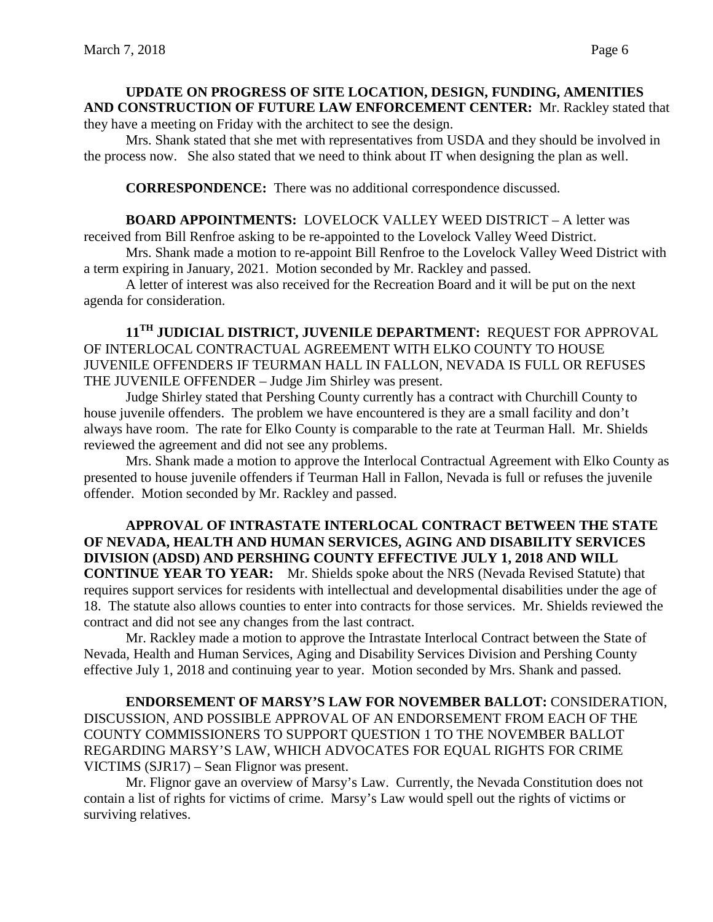**UPDATE ON PROGRESS OF SITE LOCATION, DESIGN, FUNDING, AMENITIES AND CONSTRUCTION OF FUTURE LAW ENFORCEMENT CENTER:** Mr. Rackley stated that they have a meeting on Friday with the architect to see the design.

Mrs. Shank stated that she met with representatives from USDA and they should be involved in the process now. She also stated that we need to think about IT when designing the plan as well.

**CORRESPONDENCE:** There was no additional correspondence discussed.

**BOARD APPOINTMENTS:** LOVELOCK VALLEY WEED DISTRICT – A letter was received from Bill Renfroe asking to be re-appointed to the Lovelock Valley Weed District.

Mrs. Shank made a motion to re-appoint Bill Renfroe to the Lovelock Valley Weed District with a term expiring in January, 2021. Motion seconded by Mr. Rackley and passed.

A letter of interest was also received for the Recreation Board and it will be put on the next agenda for consideration.

**11TH JUDICIAL DISTRICT, JUVENILE DEPARTMENT:** REQUEST FOR APPROVAL OF INTERLOCAL CONTRACTUAL AGREEMENT WITH ELKO COUNTY TO HOUSE JUVENILE OFFENDERS IF TEURMAN HALL IN FALLON, NEVADA IS FULL OR REFUSES THE JUVENILE OFFENDER – Judge Jim Shirley was present.

Judge Shirley stated that Pershing County currently has a contract with Churchill County to house juvenile offenders. The problem we have encountered is they are a small facility and don't always have room. The rate for Elko County is comparable to the rate at Teurman Hall. Mr. Shields reviewed the agreement and did not see any problems.

Mrs. Shank made a motion to approve the Interlocal Contractual Agreement with Elko County as presented to house juvenile offenders if Teurman Hall in Fallon, Nevada is full or refuses the juvenile offender. Motion seconded by Mr. Rackley and passed.

**APPROVAL OF INTRASTATE INTERLOCAL CONTRACT BETWEEN THE STATE OF NEVADA, HEALTH AND HUMAN SERVICES, AGING AND DISABILITY SERVICES DIVISION (ADSD) AND PERSHING COUNTY EFFECTIVE JULY 1, 2018 AND WILL CONTINUE YEAR TO YEAR:** Mr. Shields spoke about the NRS (Nevada Revised Statute) that requires support services for residents with intellectual and developmental disabilities under the age of 18. The statute also allows counties to enter into contracts for those services. Mr. Shields reviewed the contract and did not see any changes from the last contract.

Mr. Rackley made a motion to approve the Intrastate Interlocal Contract between the State of Nevada, Health and Human Services, Aging and Disability Services Division and Pershing County effective July 1, 2018 and continuing year to year. Motion seconded by Mrs. Shank and passed.

**ENDORSEMENT OF MARSY'S LAW FOR NOVEMBER BALLOT:** CONSIDERATION, DISCUSSION, AND POSSIBLE APPROVAL OF AN ENDORSEMENT FROM EACH OF THE COUNTY COMMISSIONERS TO SUPPORT QUESTION 1 TO THE NOVEMBER BALLOT REGARDING MARSY'S LAW, WHICH ADVOCATES FOR EQUAL RIGHTS FOR CRIME VICTIMS (SJR17) – Sean Flignor was present.

Mr. Flignor gave an overview of Marsy's Law. Currently, the Nevada Constitution does not contain a list of rights for victims of crime. Marsy's Law would spell out the rights of victims or surviving relatives.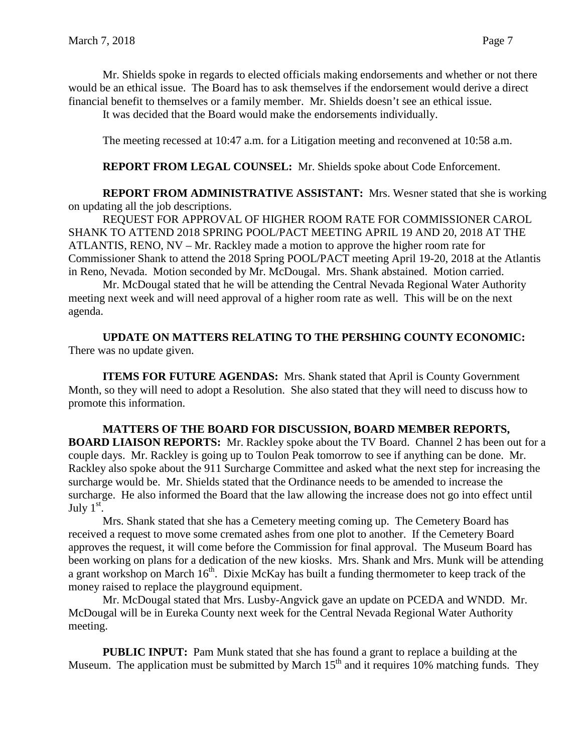Mr. Shields spoke in regards to elected officials making endorsements and whether or not there would be an ethical issue. The Board has to ask themselves if the endorsement would derive a direct financial benefit to themselves or a family member. Mr. Shields doesn't see an ethical issue.

It was decided that the Board would make the endorsements individually.

The meeting recessed at 10:47 a.m. for a Litigation meeting and reconvened at 10:58 a.m.

**REPORT FROM LEGAL COUNSEL:** Mr. Shields spoke about Code Enforcement.

**REPORT FROM ADMINISTRATIVE ASSISTANT:** Mrs. Wesner stated that she is working on updating all the job descriptions.

REQUEST FOR APPROVAL OF HIGHER ROOM RATE FOR COMMISSIONER CAROL SHANK TO ATTEND 2018 SPRING POOL/PACT MEETING APRIL 19 AND 20, 2018 AT THE ATLANTIS, RENO, NV – Mr. Rackley made a motion to approve the higher room rate for Commissioner Shank to attend the 2018 Spring POOL/PACT meeting April 19-20, 2018 at the Atlantis in Reno, Nevada. Motion seconded by Mr. McDougal. Mrs. Shank abstained. Motion carried.

Mr. McDougal stated that he will be attending the Central Nevada Regional Water Authority meeting next week and will need approval of a higher room rate as well. This will be on the next agenda.

**UPDATE ON MATTERS RELATING TO THE PERSHING COUNTY ECONOMIC:** There was no update given.

**ITEMS FOR FUTURE AGENDAS:** Mrs. Shank stated that April is County Government Month, so they will need to adopt a Resolution. She also stated that they will need to discuss how to promote this information.

**MATTERS OF THE BOARD FOR DISCUSSION, BOARD MEMBER REPORTS, BOARD LIAISON REPORTS:** Mr. Rackley spoke about the TV Board. Channel 2 has been out for a couple days. Mr. Rackley is going up to Toulon Peak tomorrow to see if anything can be done. Mr. Rackley also spoke about the 911 Surcharge Committee and asked what the next step for increasing the surcharge would be. Mr. Shields stated that the Ordinance needs to be amended to increase the surcharge. He also informed the Board that the law allowing the increase does not go into effect until July 1st.

Mrs. Shank stated that she has a Cemetery meeting coming up. The Cemetery Board has received a request to move some cremated ashes from one plot to another. If the Cemetery Board approves the request, it will come before the Commission for final approval. The Museum Board has been working on plans for a dedication of the new kiosks. Mrs. Shank and Mrs. Munk will be attending a grant workshop on March 16th. Dixie McKay has built a funding thermometer to keep track of the money raised to replace the playground equipment.

Mr. McDougal stated that Mrs. Lusby-Angvick gave an update on PCEDA and WNDD. Mr. McDougal will be in Eureka County next week for the Central Nevada Regional Water Authority meeting.

**PUBLIC INPUT:** Pam Munk stated that she has found a grant to replace a building at the Museum. The application must be submitted by March 15th and it requires 10% matching funds. They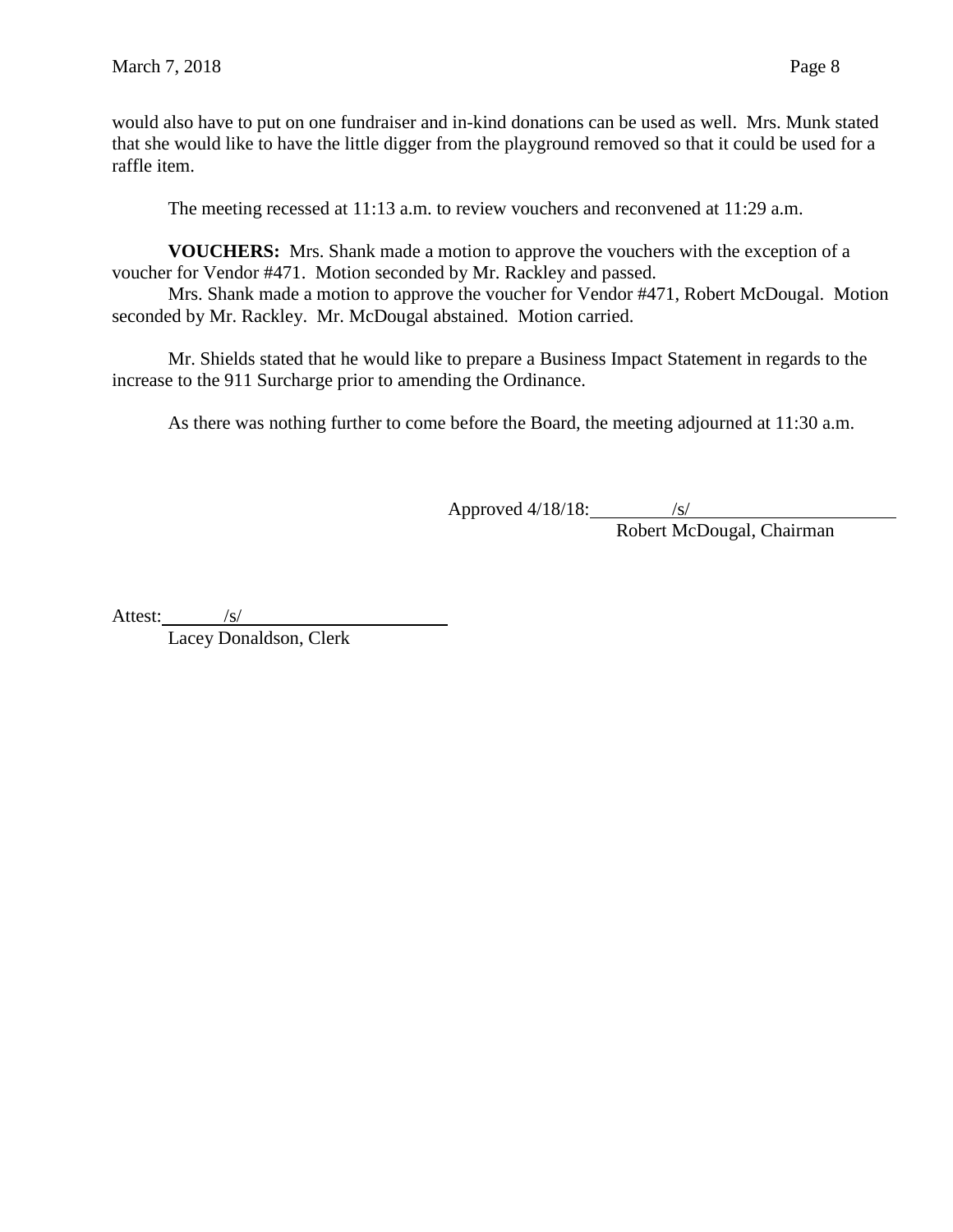would also have to put on one fundraiser and in-kind donations can be used as well. Mrs. Munk stated that she would like to have the little digger from the playground removed so that it could be used for a raffle item.

The meeting recessed at 11:13 a.m. to review vouchers and reconvened at 11:29 a.m.

**VOUCHERS:** Mrs. Shank made a motion to approve the vouchers with the exception of a voucher for Vendor #471. Motion seconded by Mr. Rackley and passed.

Mrs. Shank made a motion to approve the voucher for Vendor #471, Robert McDougal. Motion seconded by Mr. Rackley. Mr. McDougal abstained. Motion carried.

Mr. Shields stated that he would like to prepare a Business Impact Statement in regards to the increase to the 911 Surcharge prior to amending the Ordinance.

As there was nothing further to come before the Board, the meeting adjourned at 11:30 a.m.

Approved 4/18/18: /s/
Robert McDougal, Chairman

Attest: /s/
Lacey Donaldson, Clerk